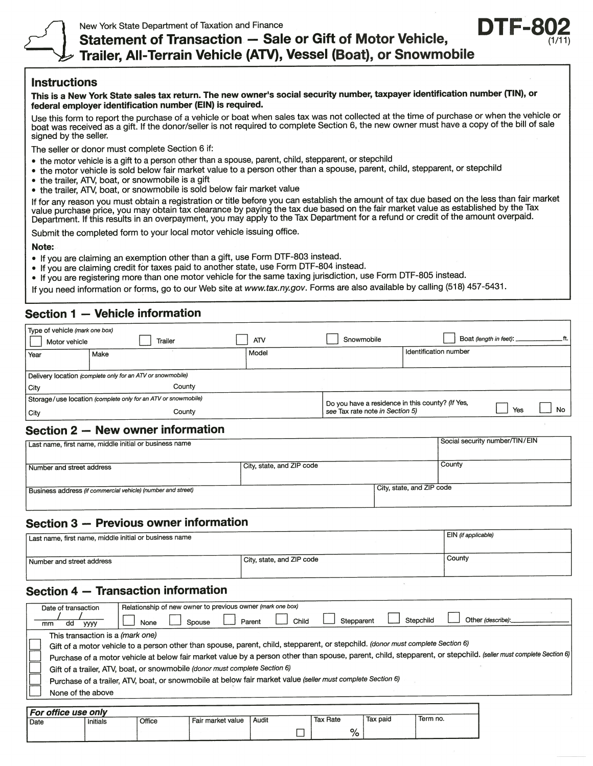New York State Department of Taxation and Finance

# Statement of Transaction — Sale or Gift of Motor Vehicle, Trailer, All-Terrain Vehicle (ATV), Vessel (Boat), or Snowmobile

**DTF-802** (1/11)

## Instructions

**This is a New York State sales tax return. The new owner's social security number, taxpayer identification number (TIN), or federal employer identification number (EIN) is required.**

Use this form to report the purchase of a vehicle or boat when sales tax was not collected at the time of purchase or when the vehicle or boat was received as a gift. If the donor/seller is not required to complete Section 6, the new owner must have a copy of the bill of sale signed by the seller.

The seller or donor must complete Section 6 if:

- the motor vehicle is a gift to a person other than a spouse, parent, child, stepparent, or stepchild
- the motor vehicle is sold below fair market value to a person other than a spouse, parent, child, stepparent, or stepchild
- the trailer, ATV, boat, or snowmobile is a gift
- the trailer, ATV, boat, or snowmobile is sold below fair market value

If for any reason you must obtain a registration or title before you can establish the amount of tax due based on the less than fair market value purchase price, you may obtain tax clearance by paying the tax due based on the fair market value as established by the Tax Department. If this results in an overpayment, you may apply to the Tax Department for a refund or credit of the amount overpaid.

Submit the completed form to your local motor vehicle issuing office.

**Note:**

- If you are claiming an exemption other than a gift, use Form DTF-803 instead.
- If you are claiming credit for taxes paid to another state, use Form DTF-804 instead.
- If you are registering more than one motor vehicle for the same taxing jurisdiction, use Form DTF-805 instead.

If you need information or forms, go to our Web site at *www.tax.ny.gov*. Forms are also available by calling (518) 457-5431.

## Section 1 — Vehicle information

Type of vehicle *(mark one box)*

☐ Motor vehicle ☐ Trailer ☐ ATV ☐ Snowmobile ☐ Boat *(length in feet)*: ______ ft.

| Year | Make | Model | Identification number |
|---|---|---|---|
| | | | |

Delivery location *(complete only for an ATV or snowmobile)*

City ______ County ______

Storage/use location *(complete only for an ATV or snowmobile)*

City ______ County ______

Do you have a residence in this county? *(If Yes, see Tax rate note in Section 5)* ☐ Yes ☐ No

## Section 2 — New owner information

| Last name, first name, middle initial or business name | | Social security number/TIN/EIN |
|---|---|---|
| Number and street address | City, state, and ZIP code | County |
| Business address *(if commercial vehicle) (number and street)* | City, state, and ZIP code | |

## Section 3 — Previous owner information

| Last name, first name, middle initial or business name | | EIN *(if applicable)* |
|---|---|---|
| Number and street address | City, state, and ZIP code | County |

## Section 4 — Transaction information

Date of transaction ___/___/_____ (mm dd yyyy)

Relationship of new owner to previous owner *(mark one box)*

☐ None ☐ Spouse ☐ Parent ☐ Child ☐ Stepparent ☐ Stepchild ☐ Other *(describe)*: ______

This transaction is a *(mark one)*

☐ Gift of a motor vehicle to a person other than spouse, parent, child, stepparent, or stepchild. *(donor must complete Section 6)*

☐ Purchase of a motor vehicle at below fair market value by a person other than spouse, parent, child, stepparent, or stepchild. *(seller must complete Section 6)*

☐ Gift of a trailer, ATV, boat, or snowmobile *(donor must complete Section 6)*

☐ Purchase of a trailer, ATV, boat, or snowmobile at below fair market value *(seller must complete Section 6)*

☐ None of the above

***For office use only***

| Date | Initials | Office | Fair market value | Audit | Tax Rate | Tax paid | Term no. |
|---|---|---|---|---|---|---|---|
| | | | | ☐ | % | | |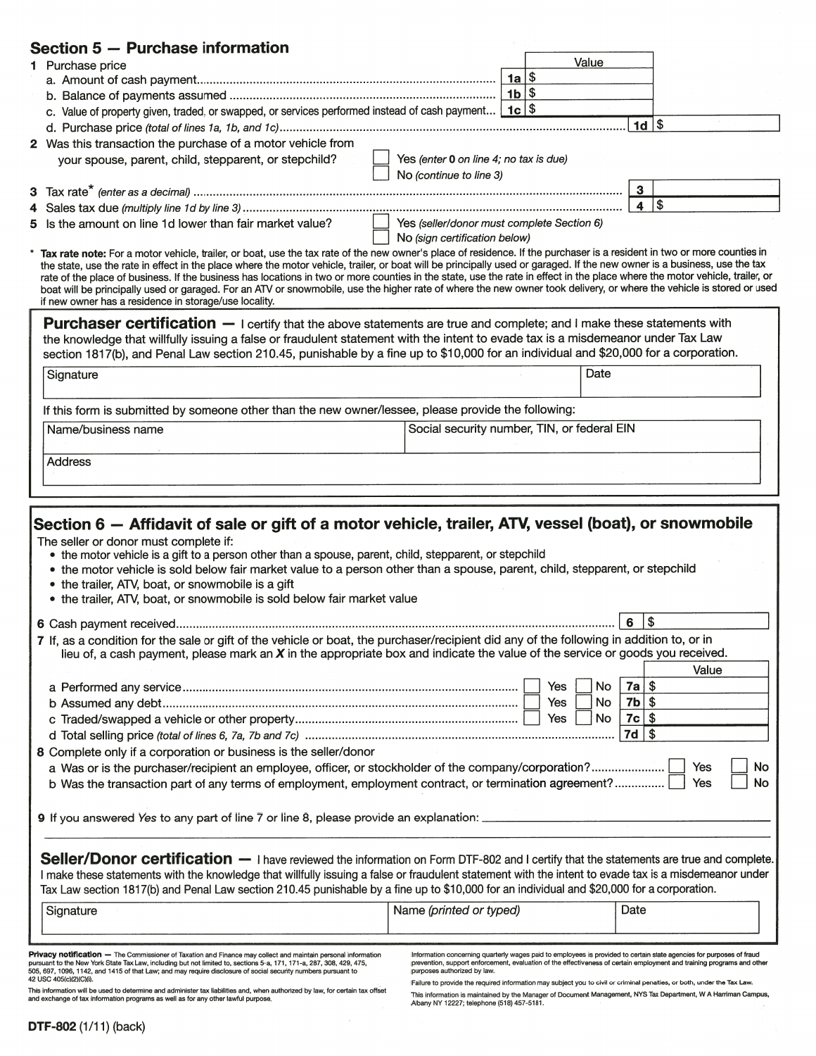## Section 5 — Purchase information

1 Purchase price

| | | Value |
|---|---|---|
| a. Amount of cash payment | 1a | $ |
| b. Balance of payments assumed | 1b | $ |
| c. Value of property given, traded, or swapped, or services performed instead of cash payment | 1c | $ |
| d. Purchase price *(total of lines 1a, 1b, and 1c)* | 1d | $ |

2 Was this transaction the purchase of a motor vehicle from your spouse, parent, child, stepparent, or stepchild?

☐ Yes *(enter* **0** *on line 4; no tax is due)*
☐ No *(continue to line 3)*

3 Tax rate* *(enter as a decimal)* ........ **3** ____

4 Sales tax due *(multiply line 1d by line 3)* ........ **4** $ ____

5 Is the amount on line 1d lower than fair market value?

☐ Yes *(seller/donor must complete Section 6)*
☐ No *(sign certification below)*

\* **Tax rate note:** For a motor vehicle, trailer, or boat, use the tax rate of the new owner's place of residence. If the purchaser is a resident in two or more counties in the state, use the rate in effect in the place where the motor vehicle, trailer, or boat will be principally used or garaged. If the new owner is a business, use the tax rate of the place of business. If the business has locations in two or more counties in the state, use the rate in effect in the place where the motor vehicle, trailer, or boat will be principally used or garaged. For an ATV or snowmobile, use the higher rate of where the new owner took delivery, or where the vehicle is stored or used if new owner has a residence in storage/use locality.

### Purchaser certification

**Purchaser certification —** I certify that the above statements are true and complete; and I make these statements with the knowledge that willfully issuing a false or fraudulent statement with the intent to evade tax is a misdemeanor under Tax Law section 1817(b), and Penal Law section 210.45, punishable by a fine up to $10,000 for an individual and $20,000 for a corporation.

| Signature | Date |
|---|---|
| | |

If this form is submitted by someone other than the new owner/lessee, please provide the following:

| Name/business name | Social security number, TIN, or federal EIN |
|---|---|
| | |

Address: ____

## Section 6 — Affidavit of sale or gift of a motor vehicle, trailer, ATV, vessel (boat), or snowmobile

The seller or donor must complete if:

- the motor vehicle is a gift to a person other than a spouse, parent, child, stepparent, or stepchild
- the motor vehicle is sold below fair market value to a person other than a spouse, parent, child, stepparent, or stepchild
- the trailer, ATV, boat, or snowmobile is a gift
- the trailer, ATV, boat, or snowmobile is sold below fair market value

6 Cash payment received ........ **6** $ ____

7 If, as a condition for the sale or gift of the vehicle or boat, the purchaser/recipient did any of the following in addition to, or in lieu of, a cash payment, please mark an *X* in the appropriate box and indicate the value of the service or goods you received.

| | Yes | No | | Value |
|---|---|---|---|---|
| a Performed any service | ☐ | ☐ | 7a | $ |
| b Assumed any debt | ☐ | ☐ | 7b | $ |
| c Traded/swapped a vehicle or other property | ☐ | ☐ | 7c | $ |
| d Total selling price *(total of lines 6, 7a, 7b and 7c)* | | | 7d | $ |

8 Complete only if a corporation or business is the seller/donor

a Was or is the purchaser/recipient an employee, officer, or stockholder of the company/corporation? ☐ Yes ☐ No

b Was the transaction part of any terms of employment, employment contract, or termination agreement? ☐ Yes ☐ No

9 If you answered *Yes* to any part of line 7 or line 8, please provide an explanation: ____

### Seller/Donor certification

**Seller/Donor certification —** I have reviewed the information on Form DTF-802 and I certify that the statements are true and complete. I make these statements with the knowledge that willfully issuing a false or fraudulent statement with the intent to evade tax is a misdemeanor under Tax Law section 1817(b) and Penal Law section 210.45 punishable by a fine up to $10,000 for an individual and $20,000 for a corporation.

| Signature | Name *(printed or typed)* | Date |
|---|---|---|
| | | |

**Privacy notification —** The Commissioner of Taxation and Finance may collect and maintain personal information pursuant to the New York State Tax Law, including but not limited to, sections 5-a, 171, 171-a, 287, 308, 429, 475, 505, 697, 1096, 1142, and 1415 of that Law; and may require disclosure of social security numbers pursuant to 42 USC 405(c)(2)(C)(i).

This information will be used to determine and administer tax liabilities and, when authorized by law, for certain tax offset and exchange of tax information programs as well as for any other lawful purpose.

Information concerning quarterly wages paid to employees is provided to certain state agencies for purposes of fraud prevention, support enforcement, evaluation of the effectiveness of certain employment and training programs and other purposes authorized by law.

Failure to provide the required information may subject you to civil or criminal penalties, or both, under the Tax Law.

This information is maintained by the Manager of Document Management, NYS Tax Department, W A Harriman Campus, Albany NY 12227; telephone (518) 457-5181.

**DTF-802** (1/11) (back)